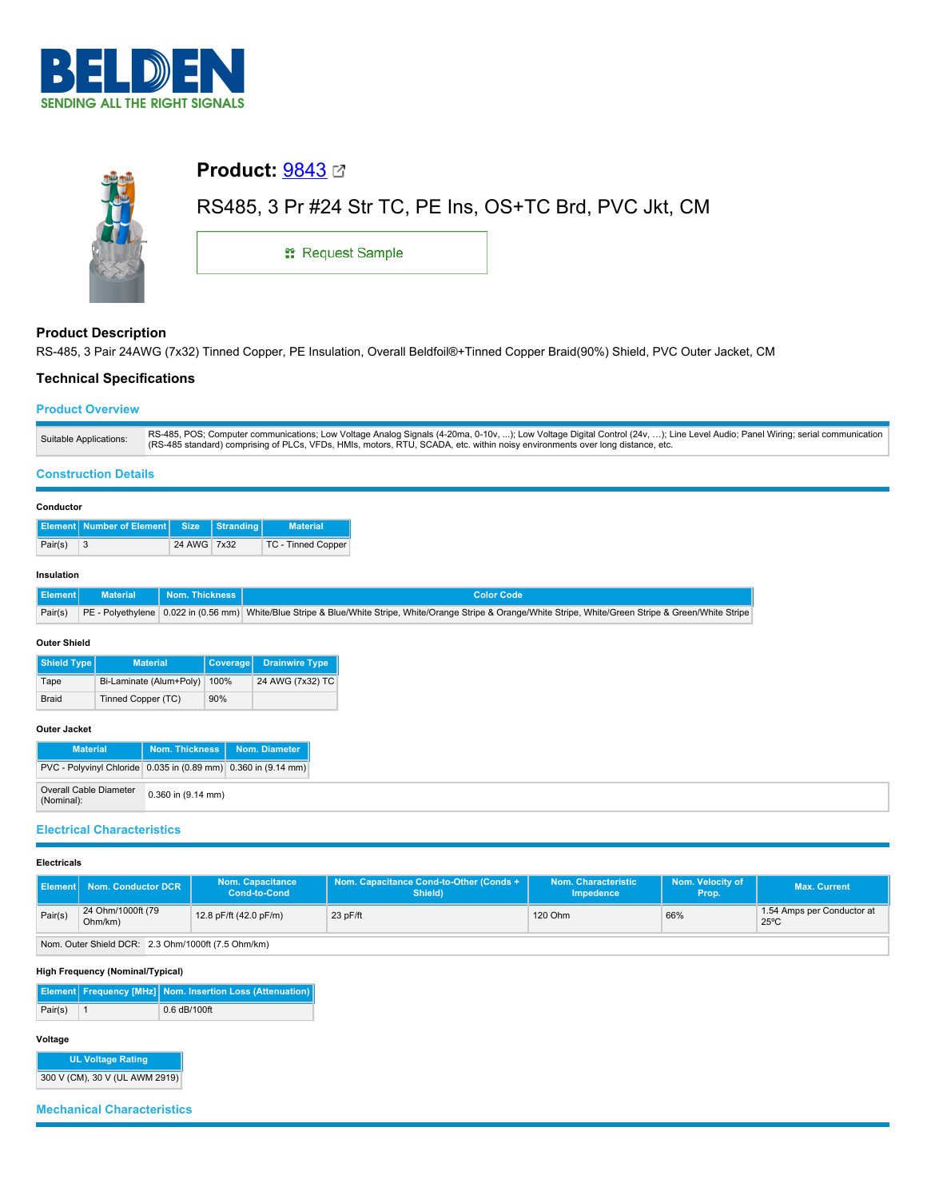BELDEN

SENDING ALL THE RIGHT SIGNALS

# Product: 9843

## RS485, 3 Pr #24 Str TC, PE Ins, OS+TC Brd, PVC Jkt, CM

Request Sample

### Product Description

RS-485, 3 Pair 24AWG (7x32) Tinned Copper, PE Insulation, Overall Beldfoil®+Tinned Copper Braid(90%) Shield, PVC Outer Jacket, CM

### Technical Specifications

#### Product Overview

| Suitable Applications: | RS-485, POS; Computer communications; Low Voltage Analog Signals (4-20ma, 0-10v, ...); Low Voltage Digital Control (24v, ...); Line Level Audio; Panel Wiring; serial communication (RS-485 standard) comprising of PLCs, VFDs, HMIs, motors, RTU, SCADA, etc. within noisy environments over long distance, etc. |
|---|---|

#### Construction Details

**Conductor**

| Element | Number of Element | Size | Stranding | Material |
|---|---|---|---|---|
| Pair(s) | 3 | 24 AWG | 7x32 | TC - Tinned Copper |

**Insulation**

| Element | Material | Nom. Thickness | Color Code |
|---|---|---|---|
| Pair(s) | PE - Polyethylene | 0.022 in (0.56 mm) | White/Blue Stripe & Blue/White Stripe, White/Orange Stripe & Orange/White Stripe, White/Green Stripe & Green/White Stripe |

**Outer Shield**

| Shield Type | Material | Coverage | Drainwire Type |
|---|---|---|---|
| Tape | Bi-Laminate (Alum+Poly) | 100% | 24 AWG (7x32) TC |
| Braid | Tinned Copper (TC) | 90% | |

**Outer Jacket**

| Material | Nom. Thickness | Nom. Diameter |
|---|---|---|
| PVC - Polyvinyl Chloride | 0.035 in (0.89 mm) | 0.360 in (9.14 mm) |

| Overall Cable Diameter (Nominal): | 0.360 in (9.14 mm) |
|---|---|

#### Electrical Characteristics

**Electricals**

| Element | Nom. Conductor DCR | Nom. Capacitance Cond-to-Cond | Nom. Capacitance Cond-to-Other (Conds + Shield) | Nom. Characteristic Impedence | Nom. Velocity of Prop. | Max. Current |
|---|---|---|---|---|---|---|
| Pair(s) | 24 Ohm/1000ft (79 Ohm/km) | 12.8 pF/ft (42.0 pF/m) | 23 pF/ft | 120 Ohm | 66% | 1.54 Amps per Conductor at 25ºC |

| Nom. Outer Shield DCR: | 2.3 Ohm/1000ft (7.5 Ohm/km) |
|---|---|

**High Frequency (Nominal/Typical)**

| Element | Frequency [MHz] | Nom. Insertion Loss (Attenuation) |
|---|---|---|
| Pair(s) | 1 | 0.6 dB/100ft |

**Voltage**

| UL Voltage Rating |
|---|
| 300 V (CM), 30 V (UL AWM 2919) |

#### Mechanical Characteristics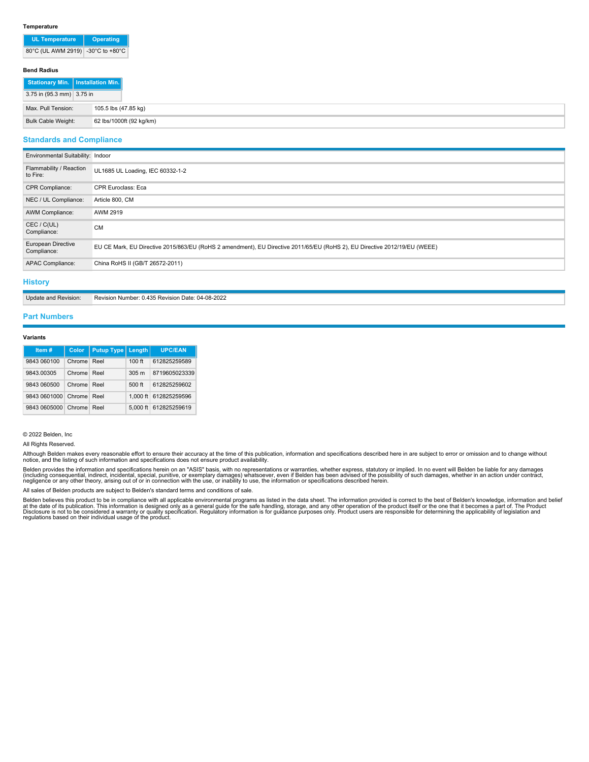#### Temperature

| UL Temperature | Operating |
| --- | --- |
| 80°C (UL AWM 2919) | -30°C to +80°C |

#### Bend Radius

| Stationary Min. | Installation Min. |
| --- | --- |
| 3.75 in (95.3 mm) | 3.75 in |

| | |
| --- | --- |
| Max. Pull Tension: | 105.5 lbs (47.85 kg) |
| Bulk Cable Weight: | 62 lbs/1000ft (92 kg/km) |

## Standards and Compliance

| | |
| --- | --- |
| Environmental Suitability: | Indoor |
| Flammability / Reaction to Fire: | UL1685 UL Loading, IEC 60332-1-2 |
| CPR Compliance: | CPR Euroclass: Eca |
| NEC / UL Compliance: | Article 800, CM |
| AWM Compliance: | AWM 2919 |
| CEC / C(UL) Compliance: | CM |
| European Directive Compliance: | EU CE Mark, EU Directive 2015/863/EU (RoHS 2 amendment), EU Directive 2011/65/EU (RoHS 2), EU Directive 2012/19/EU (WEEE) |
| APAC Compliance: | China RoHS II (GB/T 26572-2011) |

## History

| | |
| --- | --- |
| Update and Revision: | Revision Number: 0.435 Revision Date: 04-08-2022 |

## Part Numbers

#### Variants

| Item # | Color | Putup Type | Length | UPC/EAN |
| --- | --- | --- | --- | --- |
| 9843 060100 | Chrome | Reel | 100 ft | 612825259589 |
| 9843.00305 | Chrome | Reel | 305 m | 8719605023339 |
| 9843 060500 | Chrome | Reel | 500 ft | 612825259602 |
| 9843 0601000 | Chrome | Reel | 1,000 ft | 612825259596 |
| 9843 0605000 | Chrome | Reel | 5,000 ft | 612825259619 |

© 2022 Belden, Inc

All Rights Reserved.

Although Belden makes every reasonable effort to ensure their accuracy at the time of this publication, information and specifications described here in are subject to error or omission and to change without notice, and the listing of such information and specifications does not ensure product availability.

Belden provides the information and specifications herein on an "ASIS" basis, with no representations or warranties, whether express, statutory or implied. In no event will Belden be liable for any damages (including consequential, indirect, incidental, special, punitive, or exemplary damages) whatsoever, even if Belden has been advised of the possibility of such damages, whether in an action under contract, negligence or any other theory, arising out of or in connection with the use, or inability to use, the information or specifications described herein.

All sales of Belden products are subject to Belden's standard terms and conditions of sale.

Belden believes this product to be in compliance with all applicable environmental programs as listed in the data sheet. The information provided is correct to the best of Belden's knowledge, information and belief at the date of its publication. This information is designed only as a general guide for the safe handling, storage, and any other operation of the product itself or the one that it becomes a part of. The Product Disclosure is not to be considered a warranty or quality specification. Regulatory information is for guidance purposes only. Product users are responsible for determining the applicability of legislation and regulations based on their individual usage of the product.